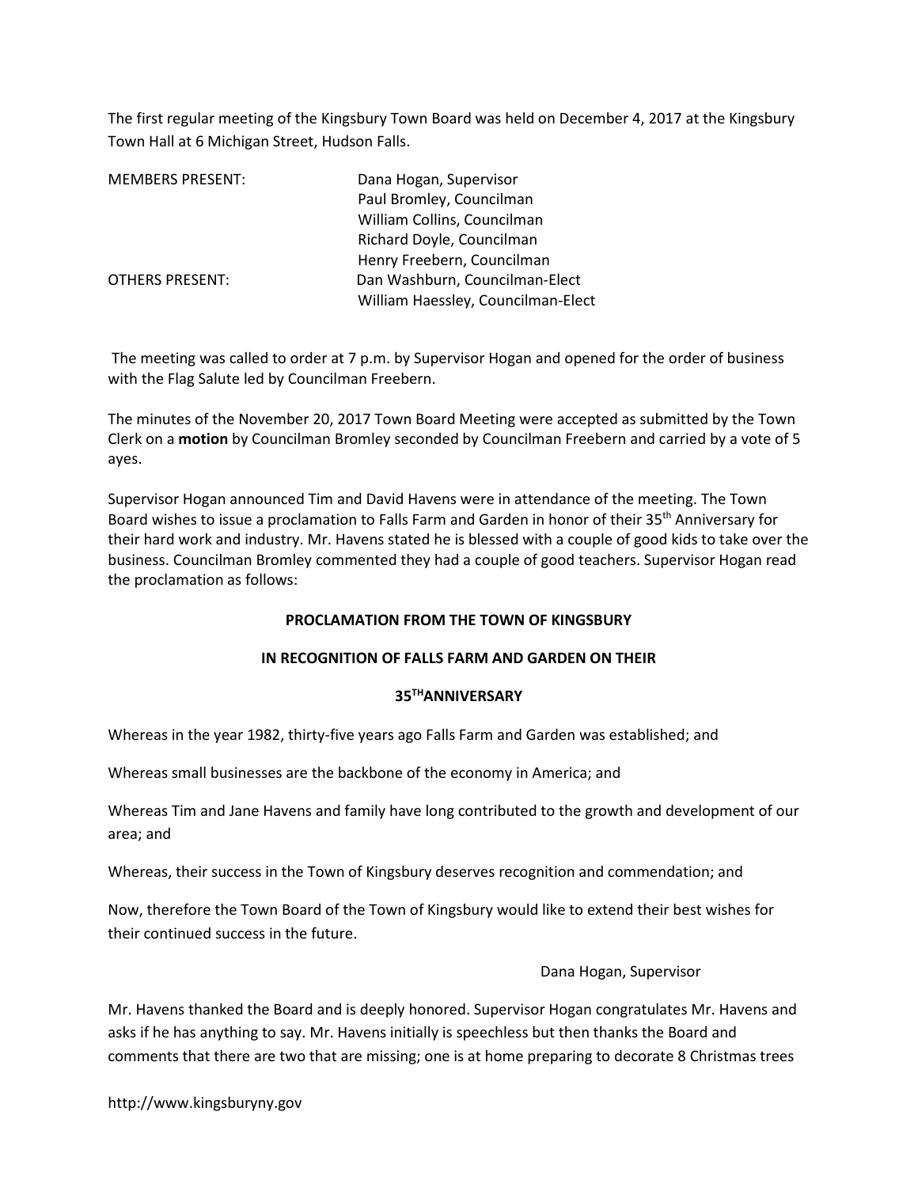The first regular meeting of the Kingsbury Town Board was held on December 4, 2017 at the Kingsbury Town Hall at 6 Michigan Street, Hudson Falls.

| | |
|---|---|
| MEMBERS PRESENT: | Dana Hogan, Supervisor |
| | Paul Bromley, Councilman |
| | William Collins, Councilman |
| | Richard Doyle, Councilman |
| | Henry Freebern, Councilman |
| OTHERS PRESENT: | Dan Washburn, Councilman-Elect |
| | William Haessley, Councilman-Elect |

The meeting was called to order at 7 p.m. by Supervisor Hogan and opened for the order of business with the Flag Salute led by Councilman Freebern.

The minutes of the November 20, 2017 Town Board Meeting were accepted as submitted by the Town Clerk on a **motion** by Councilman Bromley seconded by Councilman Freebern and carried by a vote of 5 ayes.

Supervisor Hogan announced Tim and David Havens were in attendance of the meeting. The Town Board wishes to issue a proclamation to Falls Farm and Garden in honor of their 35th Anniversary for their hard work and industry. Mr. Havens stated he is blessed with a couple of good kids to take over the business. Councilman Bromley commented they had a couple of good teachers. Supervisor Hogan read the proclamation as follows:

**PROCLAMATION FROM THE TOWN OF KINGSBURY**

**IN RECOGNITION OF FALLS FARM AND GARDEN ON THEIR**

**35TH ANNIVERSARY**

Whereas in the year 1982, thirty-five years ago Falls Farm and Garden was established; and

Whereas small businesses are the backbone of the economy in America; and

Whereas Tim and Jane Havens and family have long contributed to the growth and development of our area; and

Whereas, their success in the Town of Kingsbury deserves recognition and commendation; and

Now, therefore the Town Board of the Town of Kingsbury would like to extend their best wishes for their continued success in the future.

Dana Hogan, Supervisor

Mr. Havens thanked the Board and is deeply honored. Supervisor Hogan congratulates Mr. Havens and asks if he has anything to say. Mr. Havens initially is speechless but then thanks the Board and comments that there are two that are missing; one is at home preparing to decorate 8 Christmas trees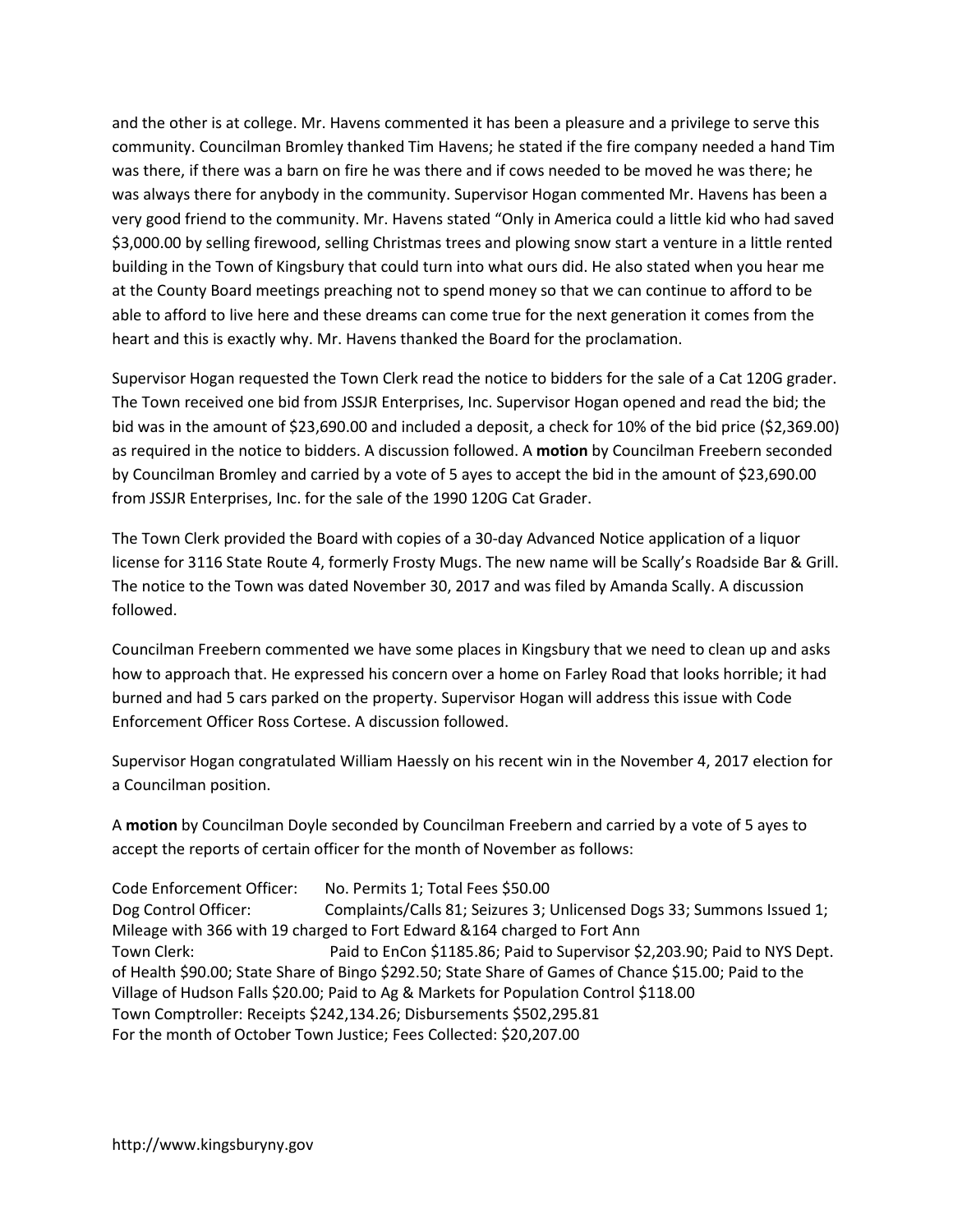and the other is at college. Mr. Havens commented it has been a pleasure and a privilege to serve this community. Councilman Bromley thanked Tim Havens; he stated if the fire company needed a hand Tim was there, if there was a barn on fire he was there and if cows needed to be moved he was there; he was always there for anybody in the community. Supervisor Hogan commented Mr. Havens has been a very good friend to the community. Mr. Havens stated "Only in America could a little kid who had saved $3,000.00 by selling firewood, selling Christmas trees and plowing snow start a venture in a little rented building in the Town of Kingsbury that could turn into what ours did. He also stated when you hear me at the County Board meetings preaching not to spend money so that we can continue to afford to be able to afford to live here and these dreams can come true for the next generation it comes from the heart and this is exactly why. Mr. Havens thanked the Board for the proclamation.

Supervisor Hogan requested the Town Clerk read the notice to bidders for the sale of a Cat 120G grader. The Town received one bid from JSSJR Enterprises, Inc. Supervisor Hogan opened and read the bid; the bid was in the amount of $23,690.00 and included a deposit, a check for 10% of the bid price ($2,369.00) as required in the notice to bidders. A discussion followed. A **motion** by Councilman Freebern seconded by Councilman Bromley and carried by a vote of 5 ayes to accept the bid in the amount of $23,690.00 from JSSJR Enterprises, Inc. for the sale of the 1990 120G Cat Grader.

The Town Clerk provided the Board with copies of a 30-day Advanced Notice application of a liquor license for 3116 State Route 4, formerly Frosty Mugs. The new name will be Scally's Roadside Bar & Grill. The notice to the Town was dated November 30, 2017 and was filed by Amanda Scally. A discussion followed.

Councilman Freebern commented we have some places in Kingsbury that we need to clean up and asks how to approach that. He expressed his concern over a home on Farley Road that looks horrible; it had burned and had 5 cars parked on the property. Supervisor Hogan will address this issue with Code Enforcement Officer Ross Cortese. A discussion followed.

Supervisor Hogan congratulated William Haessly on his recent win in the November 4, 2017 election for a Councilman position.

A **motion** by Councilman Doyle seconded by Councilman Freebern and carried by a vote of 5 ayes to accept the reports of certain officer for the month of November as follows:

Code Enforcement Officer: No. Permits 1; Total Fees $50.00
Dog Control Officer: Complaints/Calls 81; Seizures 3; Unlicensed Dogs 33; Summons Issued 1; Mileage with 366 with 19 charged to Fort Edward &164 charged to Fort Ann
Town Clerk: Paid to EnCon $1185.86; Paid to Supervisor $2,203.90; Paid to NYS Dept. of Health $90.00; State Share of Bingo $292.50; State Share of Games of Chance $15.00; Paid to the Village of Hudson Falls $20.00; Paid to Ag & Markets for Population Control $118.00
Town Comptroller: Receipts $242,134.26; Disbursements $502,295.81
For the month of October Town Justice; Fees Collected: $20,207.00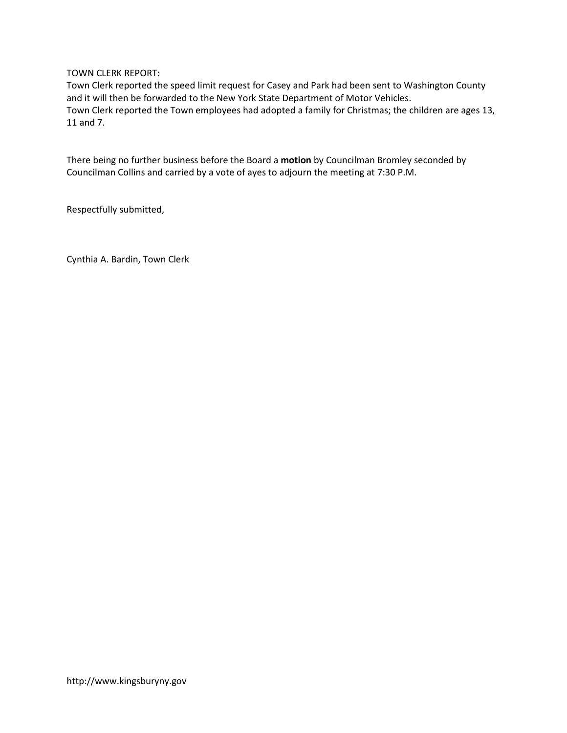TOWN CLERK REPORT:

Town Clerk reported the speed limit request for Casey and Park had been sent to Washington County and it will then be forwarded to the New York State Department of Motor Vehicles.

Town Clerk reported the Town employees had adopted a family for Christmas; the children are ages 13, 11 and 7.

There being no further business before the Board a **motion** by Councilman Bromley seconded by Councilman Collins and carried by a vote of ayes to adjourn the meeting at 7:30 P.M.

Respectfully submitted,

Cynthia A. Bardin, Town Clerk

http://www.kingsburyny.gov